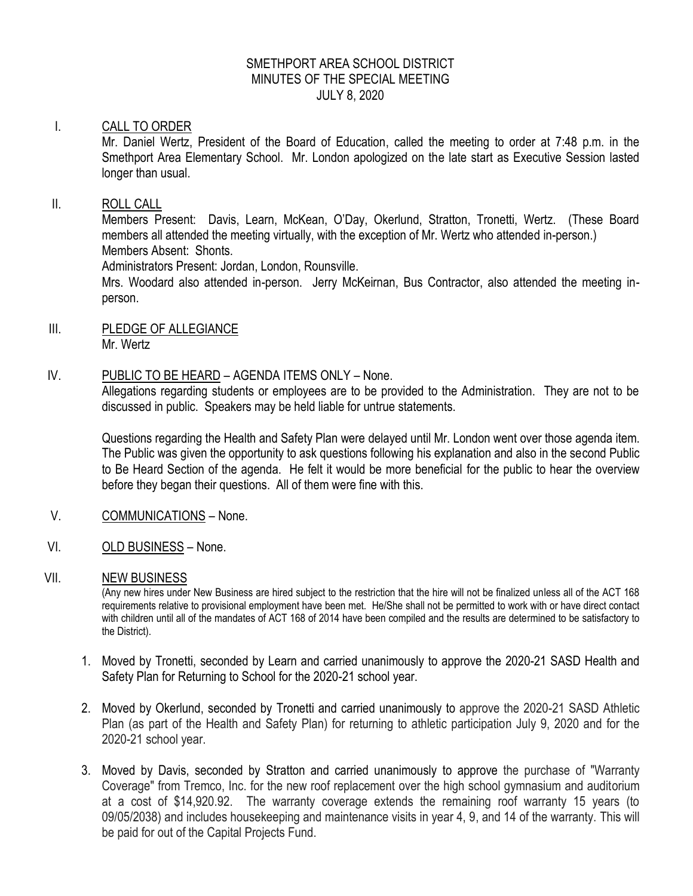# SMETHPORT AREA SCHOOL DISTRICT
## MINUTES OF THE SPECIAL MEETING
### JULY 8, 2020

I. CALL TO ORDER

Mr. Daniel Wertz, President of the Board of Education, called the meeting to order at 7:48 p.m. in the Smethport Area Elementary School. Mr. London apologized on the late start as Executive Session lasted longer than usual.

II. ROLL CALL

Members Present: Davis, Learn, McKean, O'Day, Okerlund, Stratton, Tronetti, Wertz. (These Board members all attended the meeting virtually, with the exception of Mr. Wertz who attended in-person.)
Members Absent: Shonts.
Administrators Present: Jordan, London, Rounsville.
Mrs. Woodard also attended in-person. Jerry McKeirnan, Bus Contractor, also attended the meeting in-person.

III. PLEDGE OF ALLEGIANCE

Mr. Wertz

IV. PUBLIC TO BE HEARD – AGENDA ITEMS ONLY – None.

Allegations regarding students or employees are to be provided to the Administration. They are not to be discussed in public. Speakers may be held liable for untrue statements.

Questions regarding the Health and Safety Plan were delayed until Mr. London went over those agenda item. The Public was given the opportunity to ask questions following his explanation and also in the second Public to Be Heard Section of the agenda. He felt it would be more beneficial for the public to hear the overview before they began their questions. All of them were fine with this.

V. COMMUNICATIONS – None.

VI. OLD BUSINESS – None.

VII. NEW BUSINESS

(Any new hires under New Business are hired subject to the restriction that the hire will not be finalized unless all of the ACT 168 requirements relative to provisional employment have been met. He/She shall not be permitted to work with or have direct contact with children until all of the mandates of ACT 168 of 2014 have been compiled and the results are determined to be satisfactory to the District).

1. Moved by Tronetti, seconded by Learn and carried unanimously to approve the 2020-21 SASD Health and Safety Plan for Returning to School for the 2020-21 school year.

2. Moved by Okerlund, seconded by Tronetti and carried unanimously to approve the 2020-21 SASD Athletic Plan (as part of the Health and Safety Plan) for returning to athletic participation July 9, 2020 and for the 2020-21 school year.

3. Moved by Davis, seconded by Stratton and carried unanimously to approve the purchase of "Warranty Coverage" from Tremco, Inc. for the new roof replacement over the high school gymnasium and auditorium at a cost of $14,920.92. The warranty coverage extends the remaining roof warranty 15 years (to 09/05/2038) and includes housekeeping and maintenance visits in year 4, 9, and 14 of the warranty. This will be paid for out of the Capital Projects Fund.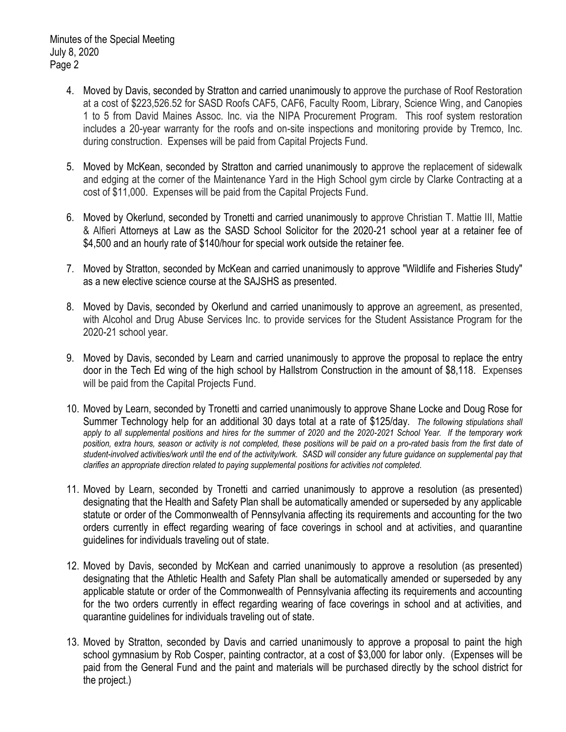4. Moved by Davis, seconded by Stratton and carried unanimously to approve the purchase of Roof Restoration at a cost of $223,526.52 for SASD Roofs CAF5, CAF6, Faculty Room, Library, Science Wing, and Canopies 1 to 5 from David Maines Assoc. Inc. via the NIPA Procurement Program. This roof system restoration includes a 20-year warranty for the roofs and on-site inspections and monitoring provide by Tremco, Inc. during construction. Expenses will be paid from Capital Projects Fund.

5. Moved by McKean, seconded by Stratton and carried unanimously to approve the replacement of sidewalk and edging at the corner of the Maintenance Yard in the High School gym circle by Clarke Contracting at a cost of $11,000. Expenses will be paid from the Capital Projects Fund.

6. Moved by Okerlund, seconded by Tronetti and carried unanimously to approve Christian T. Mattie III, Mattie & Alfieri Attorneys at Law as the SASD School Solicitor for the 2020-21 school year at a retainer fee of $4,500 and an hourly rate of $140/hour for special work outside the retainer fee.

7. Moved by Stratton, seconded by McKean and carried unanimously to approve "Wildlife and Fisheries Study" as a new elective science course at the SAJSHS as presented.

8. Moved by Davis, seconded by Okerlund and carried unanimously to approve an agreement, as presented, with Alcohol and Drug Abuse Services Inc. to provide services for the Student Assistance Program for the 2020-21 school year.

9. Moved by Davis, seconded by Learn and carried unanimously to approve the proposal to replace the entry door in the Tech Ed wing of the high school by Hallstrom Construction in the amount of $8,118. Expenses will be paid from the Capital Projects Fund.

10. Moved by Learn, seconded by Tronetti and carried unanimously to approve Shane Locke and Doug Rose for Summer Technology help for an additional 30 days total at a rate of $125/day. *The following stipulations shall apply to all supplemental positions and hires for the summer of 2020 and the 2020-2021 School Year. If the temporary work position, extra hours, season or activity is not completed, these positions will be paid on a pro-rated basis from the first date of student-involved activities/work until the end of the activity/work. SASD will consider any future guidance on supplemental pay that clarifies an appropriate direction related to paying supplemental positions for activities not completed.*

11. Moved by Learn, seconded by Tronetti and carried unanimously to approve a resolution (as presented) designating that the Health and Safety Plan shall be automatically amended or superseded by any applicable statute or order of the Commonwealth of Pennsylvania affecting its requirements and accounting for the two orders currently in effect regarding wearing of face coverings in school and at activities, and quarantine guidelines for individuals traveling out of state.

12. Moved by Davis, seconded by McKean and carried unanimously to approve a resolution (as presented) designating that the Athletic Health and Safety Plan shall be automatically amended or superseded by any applicable statute or order of the Commonwealth of Pennsylvania affecting its requirements and accounting for the two orders currently in effect regarding wearing of face coverings in school and at activities, and quarantine guidelines for individuals traveling out of state.

13. Moved by Stratton, seconded by Davis and carried unanimously to approve a proposal to paint the high school gymnasium by Rob Cosper, painting contractor, at a cost of $3,000 for labor only. (Expenses will be paid from the General Fund and the paint and materials will be purchased directly by the school district for the project.)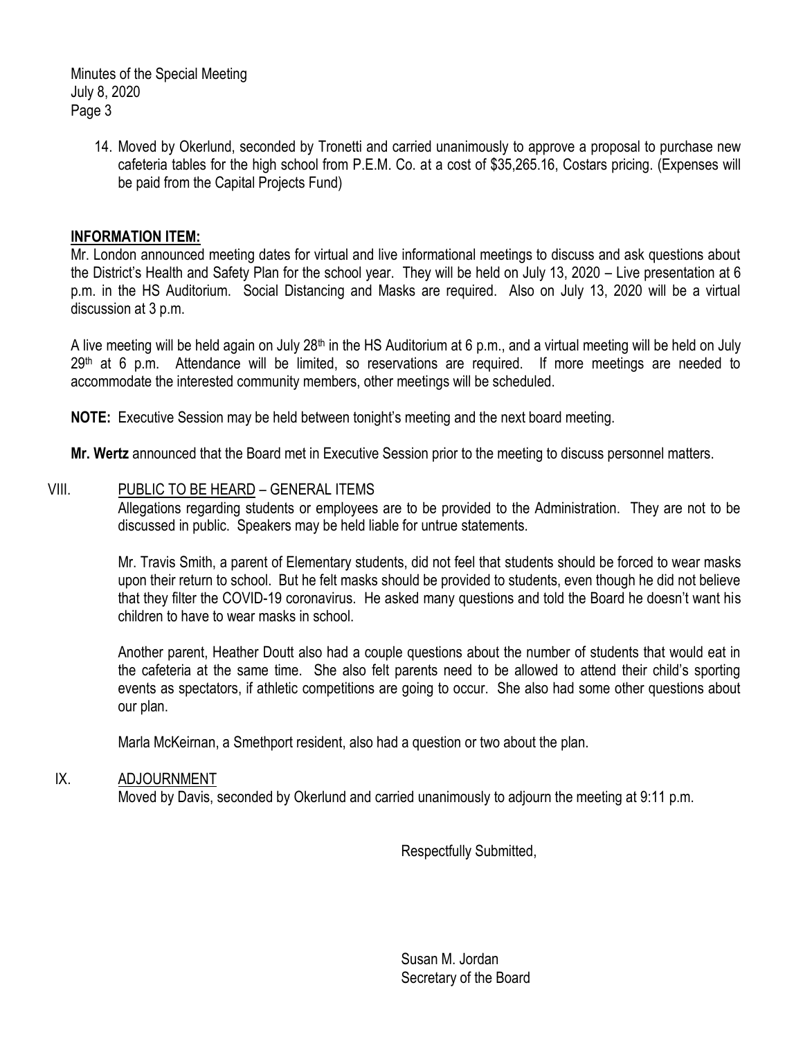14. Moved by Okerlund, seconded by Tronetti and carried unanimously to approve a proposal to purchase new cafeteria tables for the high school from P.E.M. Co. at a cost of $35,265.16, Costars pricing. (Expenses will be paid from the Capital Projects Fund)

**INFORMATION ITEM:**

Mr. London announced meeting dates for virtual and live informational meetings to discuss and ask questions about the District's Health and Safety Plan for the school year. They will be held on July 13, 2020 – Live presentation at 6 p.m. in the HS Auditorium. Social Distancing and Masks are required. Also on July 13, 2020 will be a virtual discussion at 3 p.m.

A live meeting will be held again on July 28th in the HS Auditorium at 6 p.m., and a virtual meeting will be held on July 29th at 6 p.m. Attendance will be limited, so reservations are required. If more meetings are needed to accommodate the interested community members, other meetings will be scheduled.

**NOTE:** Executive Session may be held between tonight's meeting and the next board meeting.

**Mr. Wertz** announced that the Board met in Executive Session prior to the meeting to discuss personnel matters.

VIII. PUBLIC TO BE HEARD – GENERAL ITEMS

Allegations regarding students or employees are to be provided to the Administration. They are not to be discussed in public. Speakers may be held liable for untrue statements.

Mr. Travis Smith, a parent of Elementary students, did not feel that students should be forced to wear masks upon their return to school. But he felt masks should be provided to students, even though he did not believe that they filter the COVID-19 coronavirus. He asked many questions and told the Board he doesn't want his children to have to wear masks in school.

Another parent, Heather Doutt also had a couple questions about the number of students that would eat in the cafeteria at the same time. She also felt parents need to be allowed to attend their child's sporting events as spectators, if athletic competitions are going to occur. She also had some other questions about our plan.

Marla McKeirnan, a Smethport resident, also had a question or two about the plan.

IX. ADJOURNMENT

Moved by Davis, seconded by Okerlund and carried unanimously to adjourn the meeting at 9:11 p.m.

Respectfully Submitted,

Susan M. Jordan
Secretary of the Board